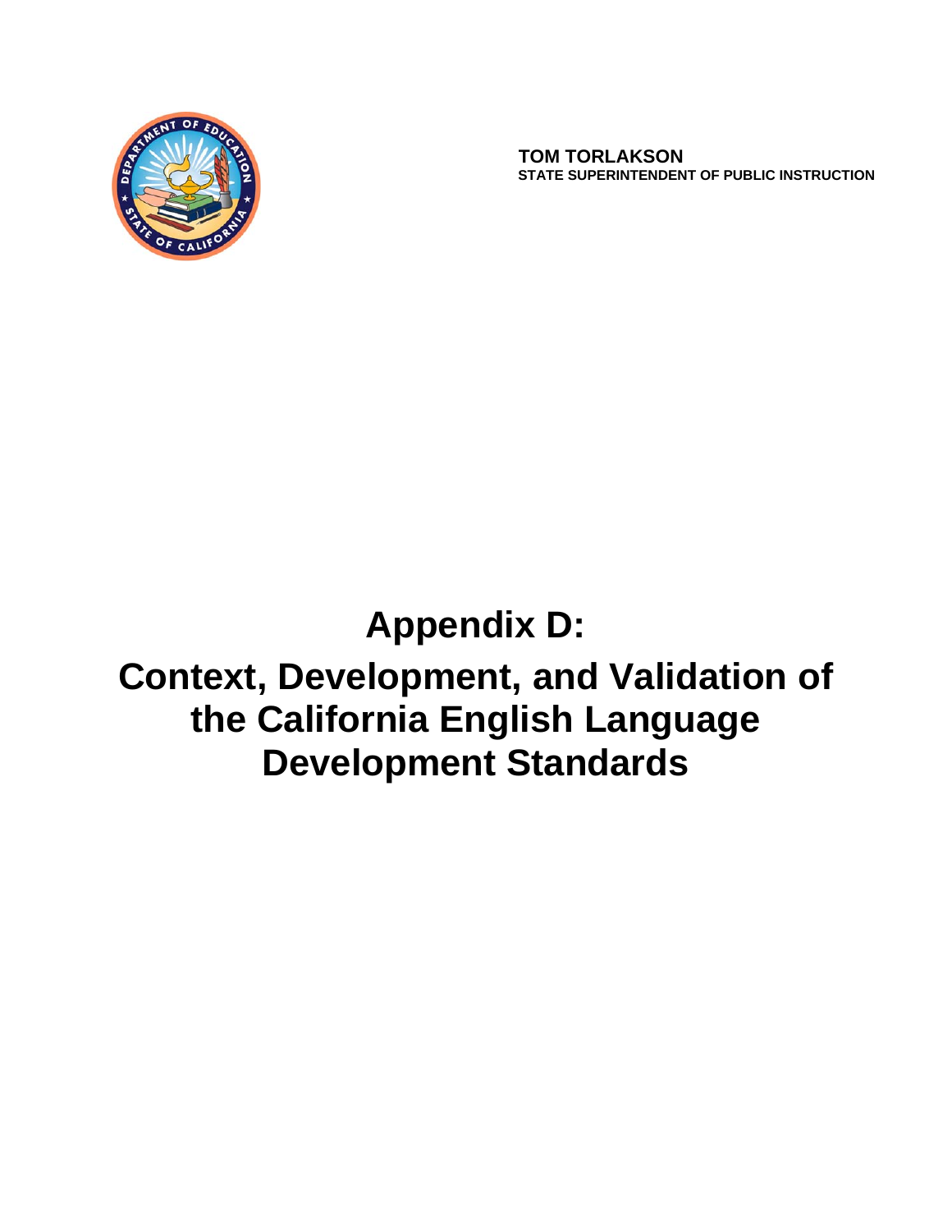**TOM TORLAKSON**
**STATE SUPERINTENDENT OF PUBLIC INSTRUCTION**

# Appendix D: Context, Development, and Validation of the California English Language Development Standards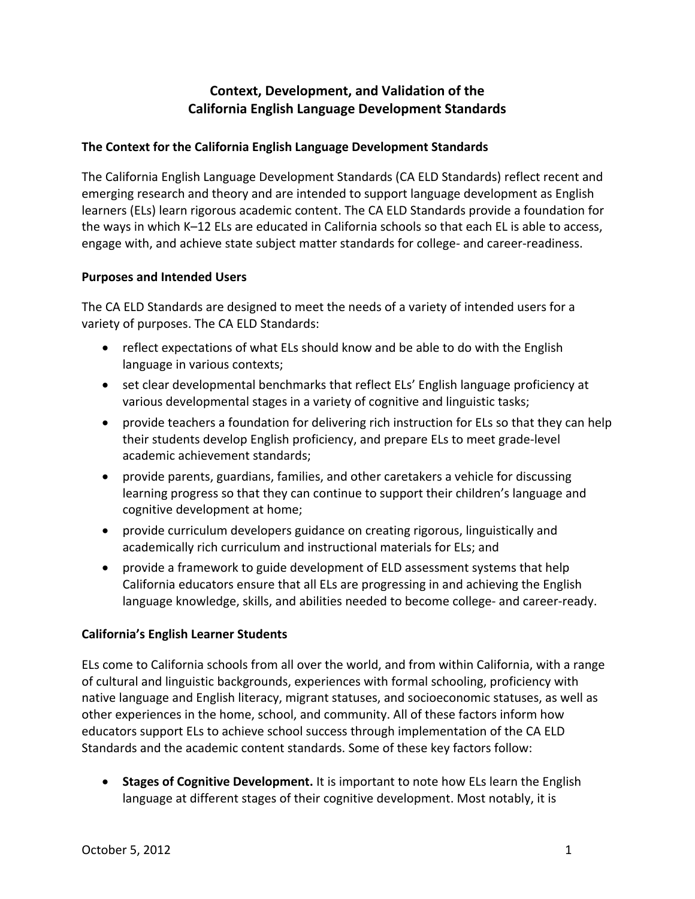# Context, Development, and Validation of the California English Language Development Standards

## The Context for the California English Language Development Standards

The California English Language Development Standards (CA ELD Standards) reflect recent and emerging research and theory and are intended to support language development as English learners (ELs) learn rigorous academic content. The CA ELD Standards provide a foundation for the ways in which K–12 ELs are educated in California schools so that each EL is able to access, engage with, and achieve state subject matter standards for college- and career-readiness.

## Purposes and Intended Users

The CA ELD Standards are designed to meet the needs of a variety of intended users for a variety of purposes. The CA ELD Standards:

- reflect expectations of what ELs should know and be able to do with the English language in various contexts;
- set clear developmental benchmarks that reflect ELs' English language proficiency at various developmental stages in a variety of cognitive and linguistic tasks;
- provide teachers a foundation for delivering rich instruction for ELs so that they can help their students develop English proficiency, and prepare ELs to meet grade-level academic achievement standards;
- provide parents, guardians, families, and other caretakers a vehicle for discussing learning progress so that they can continue to support their children's language and cognitive development at home;
- provide curriculum developers guidance on creating rigorous, linguistically and academically rich curriculum and instructional materials for ELs; and
- provide a framework to guide development of ELD assessment systems that help California educators ensure that all ELs are progressing in and achieving the English language knowledge, skills, and abilities needed to become college- and career-ready.

## California's English Learner Students

ELs come to California schools from all over the world, and from within California, with a range of cultural and linguistic backgrounds, experiences with formal schooling, proficiency with native language and English literacy, migrant statuses, and socioeconomic statuses, as well as other experiences in the home, school, and community. All of these factors inform how educators support ELs to achieve school success through implementation of the CA ELD Standards and the academic content standards. Some of these key factors follow:

- **Stages of Cognitive Development.** It is important to note how ELs learn the English language at different stages of their cognitive development. Most notably, it is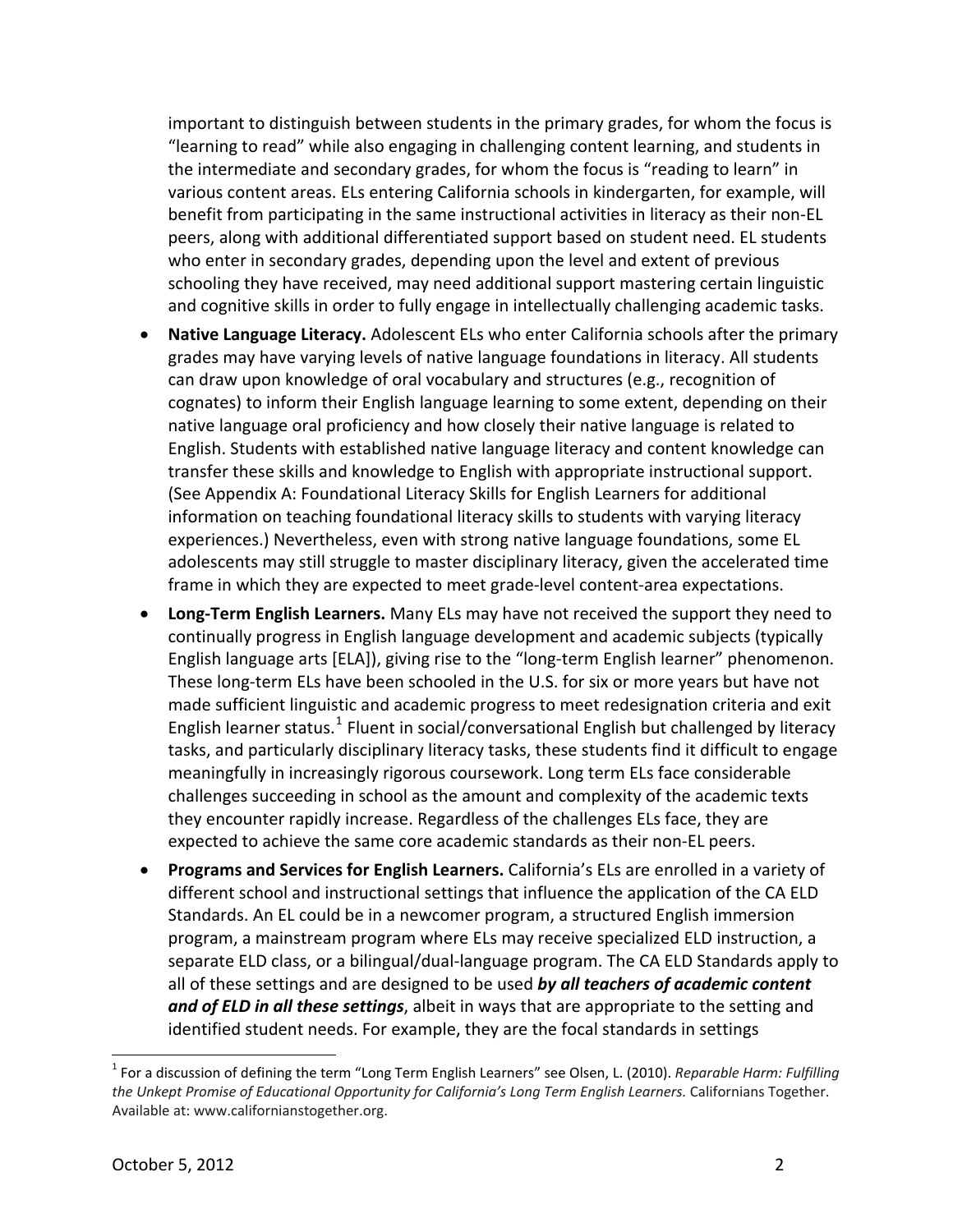important to distinguish between students in the primary grades, for whom the focus is "learning to read" while also engaging in challenging content learning, and students in the intermediate and secondary grades, for whom the focus is "reading to learn" in various content areas. ELs entering California schools in kindergarten, for example, will benefit from participating in the same instructional activities in literacy as their non-EL peers, along with additional differentiated support based on student need. EL students who enter in secondary grades, depending upon the level and extent of previous schooling they have received, may need additional support mastering certain linguistic and cognitive skills in order to fully engage in intellectually challenging academic tasks.

- **Native Language Literacy.** Adolescent ELs who enter California schools after the primary grades may have varying levels of native language foundations in literacy. All students can draw upon knowledge of oral vocabulary and structures (e.g., recognition of cognates) to inform their English language learning to some extent, depending on their native language oral proficiency and how closely their native language is related to English. Students with established native language literacy and content knowledge can transfer these skills and knowledge to English with appropriate instructional support. (See Appendix A: Foundational Literacy Skills for English Learners for additional information on teaching foundational literacy skills to students with varying literacy experiences.) Nevertheless, even with strong native language foundations, some EL adolescents may still struggle to master disciplinary literacy, given the accelerated time frame in which they are expected to meet grade-level content-area expectations.
- **Long-Term English Learners.** Many ELs may have not received the support they need to continually progress in English language development and academic subjects (typically English language arts [ELA]), giving rise to the "long-term English learner" phenomenon. These long-term ELs have been schooled in the U.S. for six or more years but have not made sufficient linguistic and academic progress to meet redesignation criteria and exit English learner status.[1] Fluent in social/conversational English but challenged by literacy tasks, and particularly disciplinary literacy tasks, these students find it difficult to engage meaningfully in increasingly rigorous coursework. Long term ELs face considerable challenges succeeding in school as the amount and complexity of the academic texts they encounter rapidly increase. Regardless of the challenges ELs face, they are expected to achieve the same core academic standards as their non-EL peers.
- **Programs and Services for English Learners.** California's ELs are enrolled in a variety of different school and instructional settings that influence the application of the CA ELD Standards. An EL could be in a newcomer program, a structured English immersion program, a mainstream program where ELs may receive specialized ELD instruction, a separate ELD class, or a bilingual/dual-language program. The CA ELD Standards apply to all of these settings and are designed to be used ***by all teachers of academic content and of ELD in all these settings***, albeit in ways that are appropriate to the setting and identified student needs. For example, they are the focal standards in settings

[1] For a discussion of defining the term "Long Term English Learners" see Olsen, L. (2010). *Reparable Harm: Fulfilling the Unkept Promise of Educational Opportunity for California's Long Term English Learners.* Californians Together. Available at: www.californianstogether.org.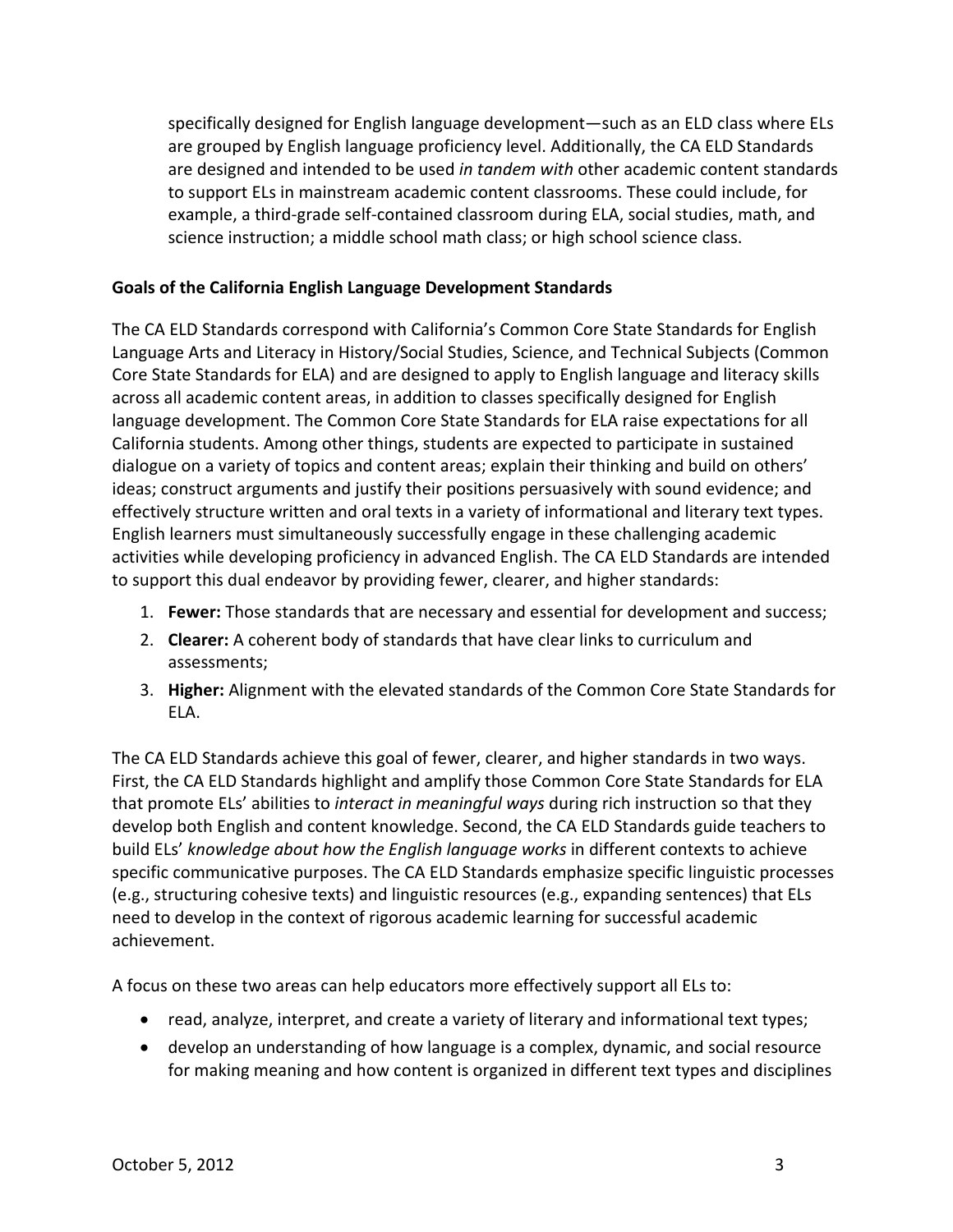specifically designed for English language development—such as an ELD class where ELs are grouped by English language proficiency level. Additionally, the CA ELD Standards are designed and intended to be used *in tandem with* other academic content standards to support ELs in mainstream academic content classrooms. These could include, for example, a third-grade self-contained classroom during ELA, social studies, math, and science instruction; a middle school math class; or high school science class.

**Goals of the California English Language Development Standards**

The CA ELD Standards correspond with California's Common Core State Standards for English Language Arts and Literacy in History/Social Studies, Science, and Technical Subjects (Common Core State Standards for ELA) and are designed to apply to English language and literacy skills across all academic content areas, in addition to classes specifically designed for English language development. The Common Core State Standards for ELA raise expectations for all California students. Among other things, students are expected to participate in sustained dialogue on a variety of topics and content areas; explain their thinking and build on others' ideas; construct arguments and justify their positions persuasively with sound evidence; and effectively structure written and oral texts in a variety of informational and literary text types. English learners must simultaneously successfully engage in these challenging academic activities while developing proficiency in advanced English. The CA ELD Standards are intended to support this dual endeavor by providing fewer, clearer, and higher standards:

1. **Fewer:** Those standards that are necessary and essential for development and success;
2. **Clearer:** A coherent body of standards that have clear links to curriculum and assessments;
3. **Higher:** Alignment with the elevated standards of the Common Core State Standards for ELA.

The CA ELD Standards achieve this goal of fewer, clearer, and higher standards in two ways. First, the CA ELD Standards highlight and amplify those Common Core State Standards for ELA that promote ELs' abilities to *interact in meaningful ways* during rich instruction so that they develop both English and content knowledge. Second, the CA ELD Standards guide teachers to build ELs' *knowledge about how the English language works* in different contexts to achieve specific communicative purposes. The CA ELD Standards emphasize specific linguistic processes (e.g., structuring cohesive texts) and linguistic resources (e.g., expanding sentences) that ELs need to develop in the context of rigorous academic learning for successful academic achievement.

A focus on these two areas can help educators more effectively support all ELs to:

- read, analyze, interpret, and create a variety of literary and informational text types;
- develop an understanding of how language is a complex, dynamic, and social resource for making meaning and how content is organized in different text types and disciplines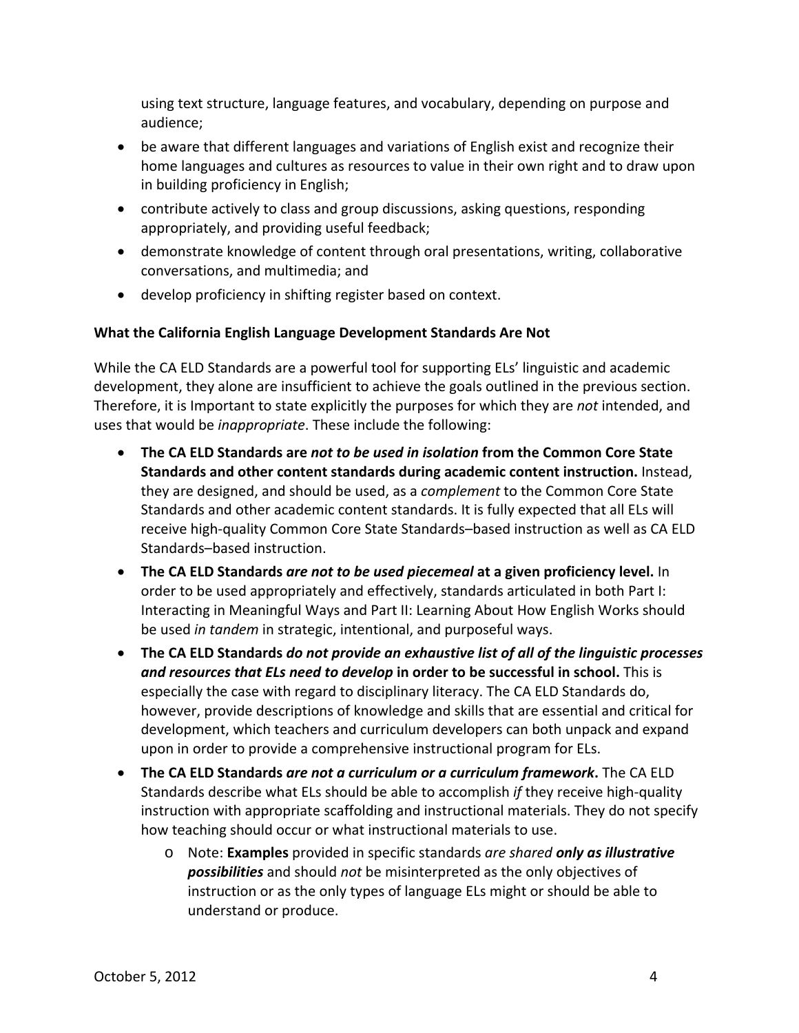using text structure, language features, and vocabulary, depending on purpose and audience;

- be aware that different languages and variations of English exist and recognize their home languages and cultures as resources to value in their own right and to draw upon in building proficiency in English;
- contribute actively to class and group discussions, asking questions, responding appropriately, and providing useful feedback;
- demonstrate knowledge of content through oral presentations, writing, collaborative conversations, and multimedia; and
- develop proficiency in shifting register based on context.

**What the California English Language Development Standards Are Not**

While the CA ELD Standards are a powerful tool for supporting ELs' linguistic and academic development, they alone are insufficient to achieve the goals outlined in the previous section. Therefore, it is Important to state explicitly the purposes for which they are *not* intended, and uses that would be *inappropriate*. These include the following:

- **The CA ELD Standards are *not to be used in isolation* from the Common Core State Standards and other content standards during academic content instruction.** Instead, they are designed, and should be used, as a *complement* to the Common Core State Standards and other academic content standards. It is fully expected that all ELs will receive high-quality Common Core State Standards–based instruction as well as CA ELD Standards–based instruction.
- **The CA ELD Standards *are not to be used piecemeal* at a given proficiency level.** In order to be used appropriately and effectively, standards articulated in both Part I: Interacting in Meaningful Ways and Part II: Learning About How English Works should be used *in tandem* in strategic, intentional, and purposeful ways.
- **The CA ELD Standards *do not provide an exhaustive list of all of the linguistic processes and resources that ELs need to develop* in order to be successful in school.** This is especially the case with regard to disciplinary literacy. The CA ELD Standards do, however, provide descriptions of knowledge and skills that are essential and critical for development, which teachers and curriculum developers can both unpack and expand upon in order to provide a comprehensive instructional program for ELs.
- **The CA ELD Standards *are not a curriculum or a curriculum framework*.** The CA ELD Standards describe what ELs should be able to accomplish *if* they receive high-quality instruction with appropriate scaffolding and instructional materials. They do not specify how teaching should occur or what instructional materials to use.
    - Note: **Examples** provided in specific standards *are shared* ***only as illustrative possibilities*** and should *not* be misinterpreted as the only objectives of instruction or as the only types of language ELs might or should be able to understand or produce.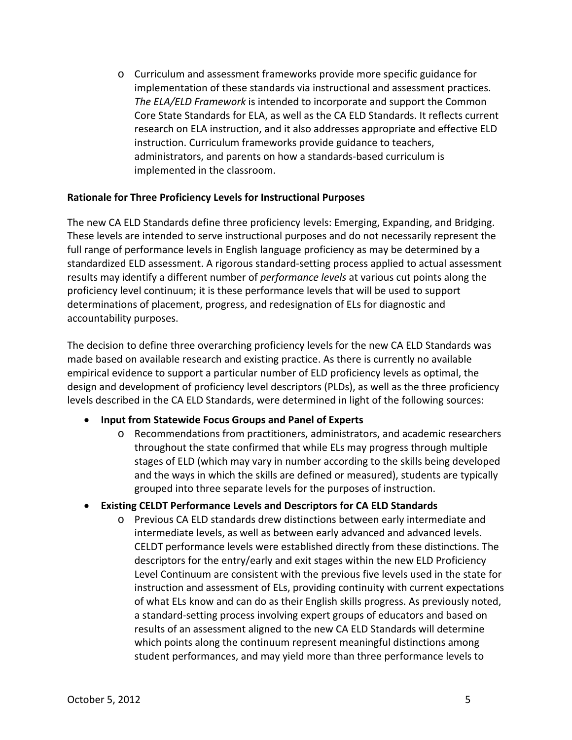- Curriculum and assessment frameworks provide more specific guidance for implementation of these standards via instructional and assessment practices. *The ELA/ELD Framework* is intended to incorporate and support the Common Core State Standards for ELA, as well as the CA ELD Standards. It reflects current research on ELA instruction, and it also addresses appropriate and effective ELD instruction. Curriculum frameworks provide guidance to teachers, administrators, and parents on how a standards-based curriculum is implemented in the classroom.

**Rationale for Three Proficiency Levels for Instructional Purposes**

The new CA ELD Standards define three proficiency levels: Emerging, Expanding, and Bridging. These levels are intended to serve instructional purposes and do not necessarily represent the full range of performance levels in English language proficiency as may be determined by a standardized ELD assessment. A rigorous standard-setting process applied to actual assessment results may identify a different number of *performance levels* at various cut points along the proficiency level continuum; it is these performance levels that will be used to support determinations of placement, progress, and redesignation of ELs for diagnostic and accountability purposes.

The decision to define three overarching proficiency levels for the new CA ELD Standards was made based on available research and existing practice. As there is currently no available empirical evidence to support a particular number of ELD proficiency levels as optimal, the design and development of proficiency level descriptors (PLDs), as well as the three proficiency levels described in the CA ELD Standards, were determined in light of the following sources:

- **Input from Statewide Focus Groups and Panel of Experts**
  - Recommendations from practitioners, administrators, and academic researchers throughout the state confirmed that while ELs may progress through multiple stages of ELD (which may vary in number according to the skills being developed and the ways in which the skills are defined or measured), students are typically grouped into three separate levels for the purposes of instruction.
- **Existing CELDT Performance Levels and Descriptors for CA ELD Standards**
  - Previous CA ELD standards drew distinctions between early intermediate and intermediate levels, as well as between early advanced and advanced levels. CELDT performance levels were established directly from these distinctions. The descriptors for the entry/early and exit stages within the new ELD Proficiency Level Continuum are consistent with the previous five levels used in the state for instruction and assessment of ELs, providing continuity with current expectations of what ELs know and can do as their English skills progress. As previously noted, a standard-setting process involving expert groups of educators and based on results of an assessment aligned to the new CA ELD Standards will determine which points along the continuum represent meaningful distinctions among student performances, and may yield more than three performance levels to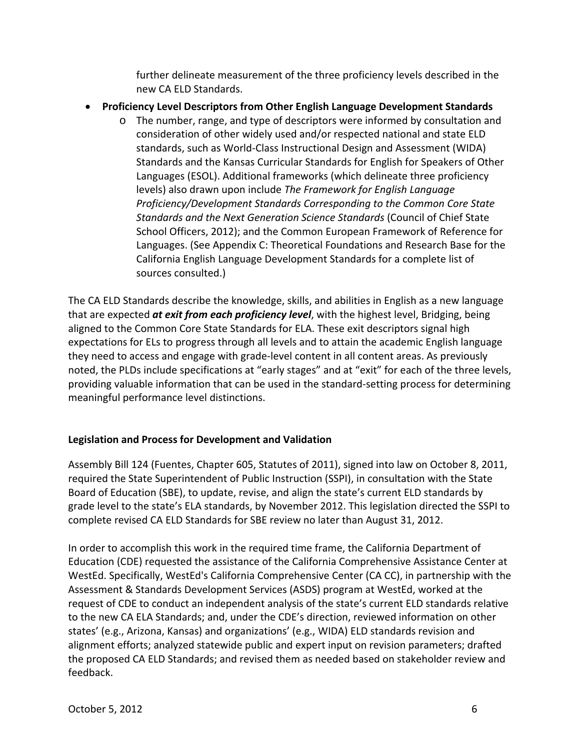further delineate measurement of the three proficiency levels described in the new CA ELD Standards.

- **Proficiency Level Descriptors from Other English Language Development Standards**
  - The number, range, and type of descriptors were informed by consultation and consideration of other widely used and/or respected national and state ELD standards, such as World-Class Instructional Design and Assessment (WIDA) Standards and the Kansas Curricular Standards for English for Speakers of Other Languages (ESOL). Additional frameworks (which delineate three proficiency levels) also drawn upon include *The Framework for English Language Proficiency/Development Standards Corresponding to the Common Core State Standards and the Next Generation Science Standards* (Council of Chief State School Officers, 2012); and the Common European Framework of Reference for Languages. (See Appendix C: Theoretical Foundations and Research Base for the California English Language Development Standards for a complete list of sources consulted.)

The CA ELD Standards describe the knowledge, skills, and abilities in English as a new language that are expected ***at exit from each proficiency level***, with the highest level, Bridging, being aligned to the Common Core State Standards for ELA. These exit descriptors signal high expectations for ELs to progress through all levels and to attain the academic English language they need to access and engage with grade-level content in all content areas. As previously noted, the PLDs include specifications at "early stages" and at "exit" for each of the three levels, providing valuable information that can be used in the standard-setting process for determining meaningful performance level distinctions.

**Legislation and Process for Development and Validation**

Assembly Bill 124 (Fuentes, Chapter 605, Statutes of 2011), signed into law on October 8, 2011, required the State Superintendent of Public Instruction (SSPI), in consultation with the State Board of Education (SBE), to update, revise, and align the state's current ELD standards by grade level to the state's ELA standards, by November 2012. This legislation directed the SSPI to complete revised CA ELD Standards for SBE review no later than August 31, 2012.

In order to accomplish this work in the required time frame, the California Department of Education (CDE) requested the assistance of the California Comprehensive Assistance Center at WestEd. Specifically, WestEd's California Comprehensive Center (CA CC), in partnership with the Assessment & Standards Development Services (ASDS) program at WestEd, worked at the request of CDE to conduct an independent analysis of the state's current ELD standards relative to the new CA ELA Standards; and, under the CDE's direction, reviewed information on other states' (e.g., Arizona, Kansas) and organizations' (e.g., WIDA) ELD standards revision and alignment efforts; analyzed statewide public and expert input on revision parameters; drafted the proposed CA ELD Standards; and revised them as needed based on stakeholder review and feedback.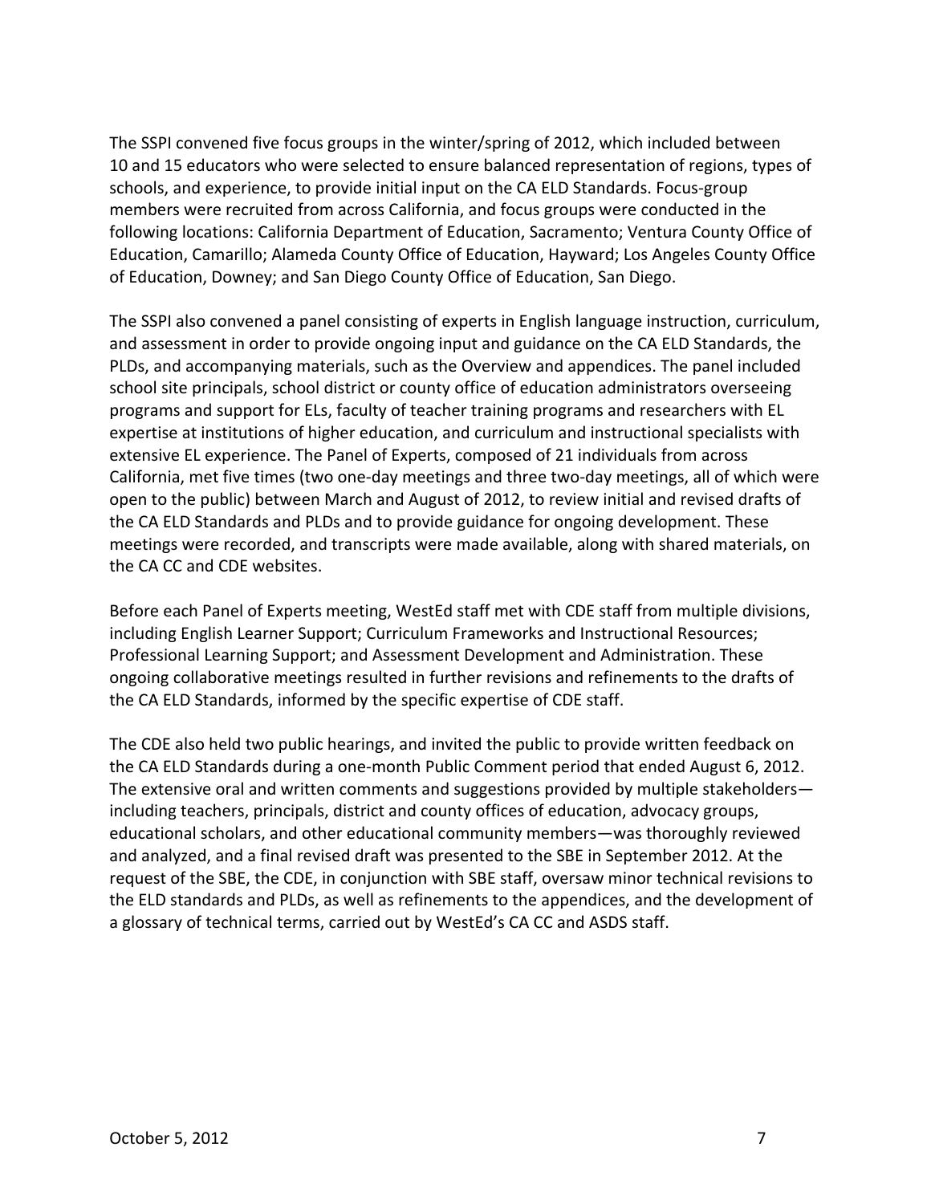The SSPI convened five focus groups in the winter/spring of 2012, which included between 10 and 15 educators who were selected to ensure balanced representation of regions, types of schools, and experience, to provide initial input on the CA ELD Standards. Focus-group members were recruited from across California, and focus groups were conducted in the following locations: California Department of Education, Sacramento; Ventura County Office of Education, Camarillo; Alameda County Office of Education, Hayward; Los Angeles County Office of Education, Downey; and San Diego County Office of Education, San Diego.

The SSPI also convened a panel consisting of experts in English language instruction, curriculum, and assessment in order to provide ongoing input and guidance on the CA ELD Standards, the PLDs, and accompanying materials, such as the Overview and appendices. The panel included school site principals, school district or county office of education administrators overseeing programs and support for ELs, faculty of teacher training programs and researchers with EL expertise at institutions of higher education, and curriculum and instructional specialists with extensive EL experience. The Panel of Experts, composed of 21 individuals from across California, met five times (two one-day meetings and three two-day meetings, all of which were open to the public) between March and August of 2012, to review initial and revised drafts of the CA ELD Standards and PLDs and to provide guidance for ongoing development. These meetings were recorded, and transcripts were made available, along with shared materials, on the CA CC and CDE websites.

Before each Panel of Experts meeting, WestEd staff met with CDE staff from multiple divisions, including English Learner Support; Curriculum Frameworks and Instructional Resources; Professional Learning Support; and Assessment Development and Administration. These ongoing collaborative meetings resulted in further revisions and refinements to the drafts of the CA ELD Standards, informed by the specific expertise of CDE staff.

The CDE also held two public hearings, and invited the public to provide written feedback on the CA ELD Standards during a one-month Public Comment period that ended August 6, 2012. The extensive oral and written comments and suggestions provided by multiple stakeholders—including teachers, principals, district and county offices of education, advocacy groups, educational scholars, and other educational community members—was thoroughly reviewed and analyzed, and a final revised draft was presented to the SBE in September 2012. At the request of the SBE, the CDE, in conjunction with SBE staff, oversaw minor technical revisions to the ELD standards and PLDs, as well as refinements to the appendices, and the development of a glossary of technical terms, carried out by WestEd's CA CC and ASDS staff.